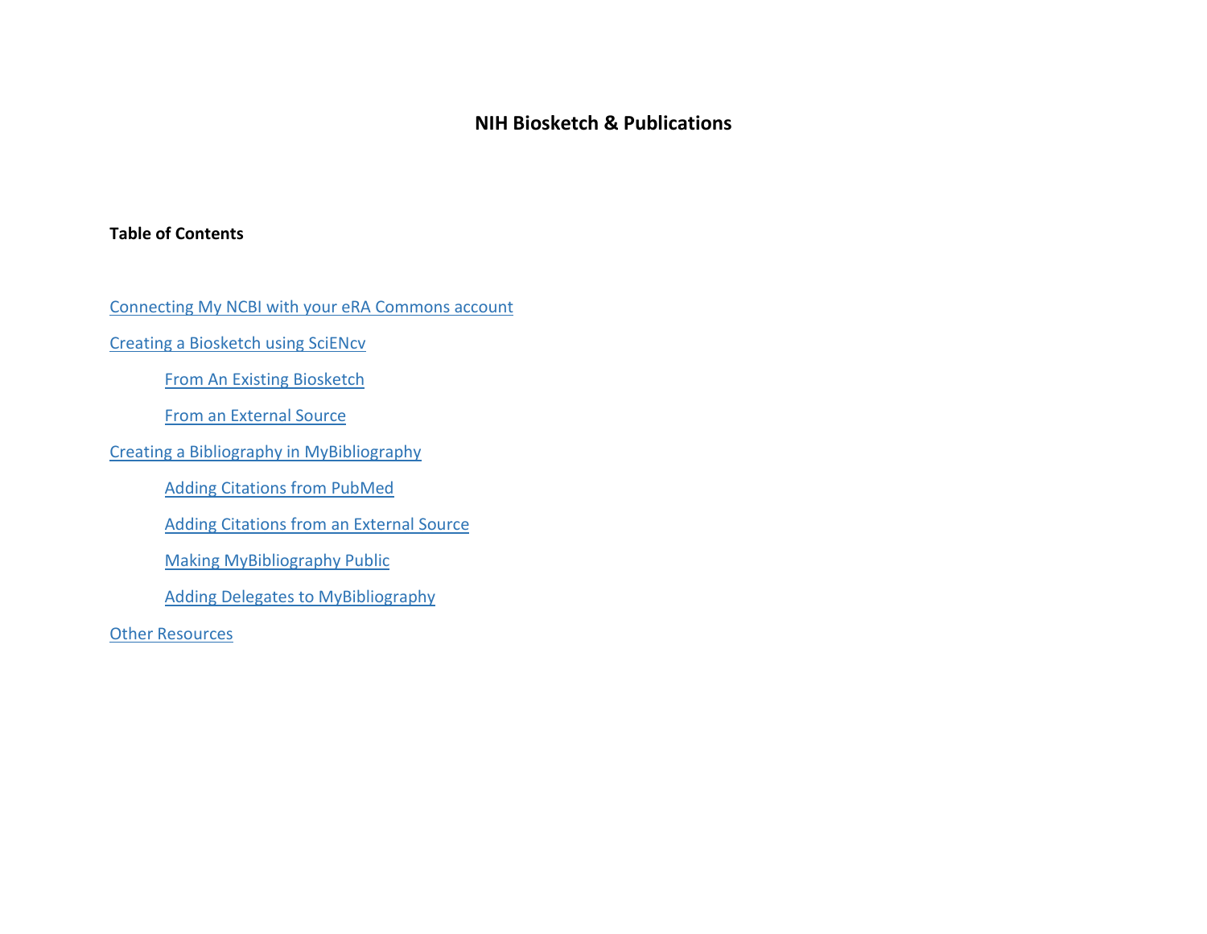# NIH Biosketch & Publications

**Table of Contents**

- Connecting My NCBI with your eRA Commons account
- Creating a Biosketch using SciENcv
    - From An Existing Biosketch
    - From an External Source
- Creating a Bibliography in MyBibliography
    - Adding Citations from PubMed
    - Adding Citations from an External Source
    - Making MyBibliography Public
    - Adding Delegates to MyBibliography
- Other Resources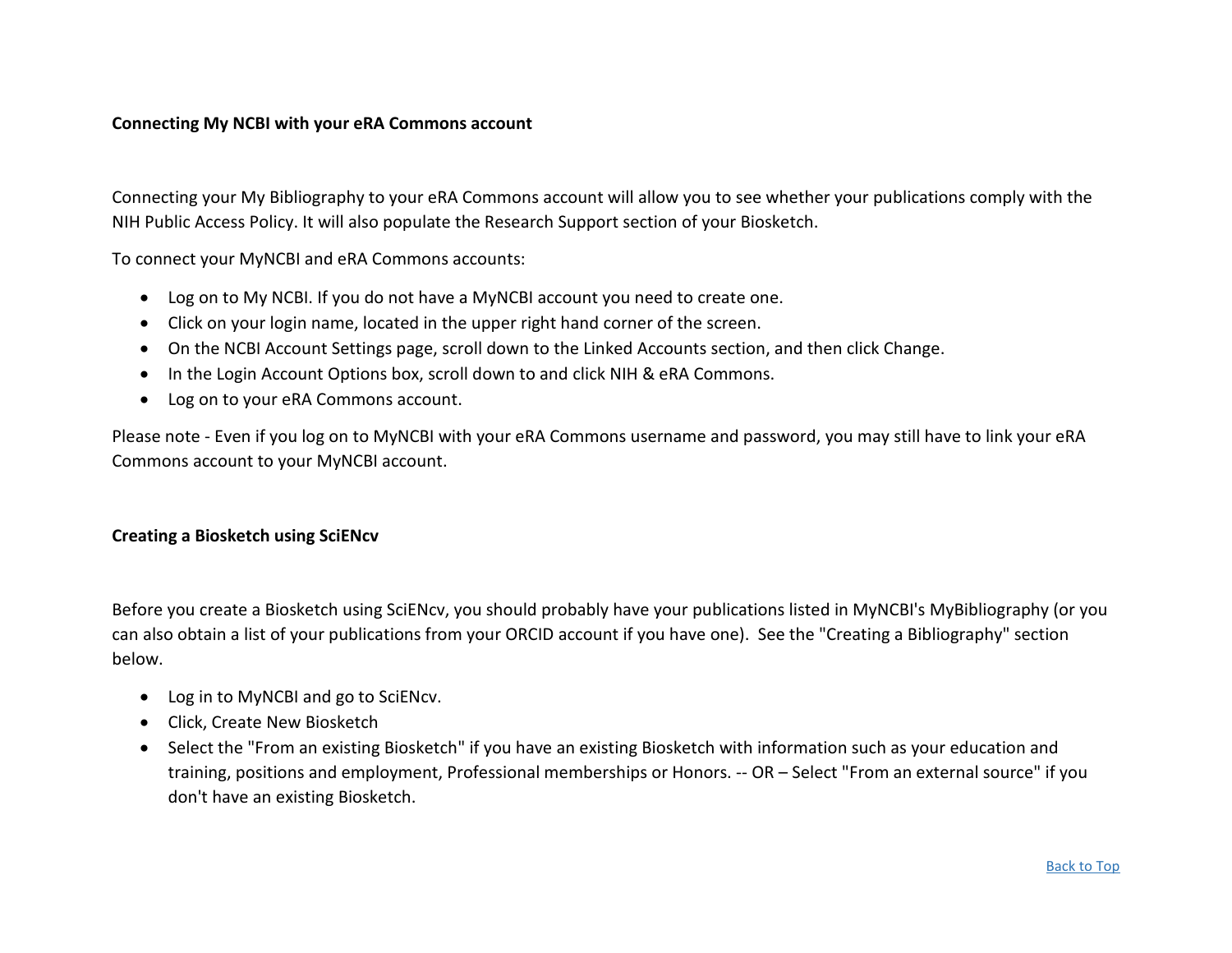**Connecting My NCBI with your eRA Commons account**

Connecting your My Bibliography to your eRA Commons account will allow you to see whether your publications comply with the NIH Public Access Policy. It will also populate the Research Support section of your Biosketch.

To connect your MyNCBI and eRA Commons accounts:

- Log on to My NCBI. If you do not have a MyNCBI account you need to create one.
- Click on your login name, located in the upper right hand corner of the screen.
- On the NCBI Account Settings page, scroll down to the Linked Accounts section, and then click Change.
- In the Login Account Options box, scroll down to and click NIH & eRA Commons.
- Log on to your eRA Commons account.

Please note - Even if you log on to MyNCBI with your eRA Commons username and password, you may still have to link your eRA Commons account to your MyNCBI account.

**Creating a Biosketch using SciENcv**

Before you create a Biosketch using SciENcv, you should probably have your publications listed in MyNCBI's MyBibliography (or you can also obtain a list of your publications from your ORCID account if you have one). See the "Creating a Bibliography" section below.

- Log in to MyNCBI and go to SciENcv.
- Click, Create New Biosketch
- Select the "From an existing Biosketch" if you have an existing Biosketch with information such as your education and training, positions and employment, Professional memberships or Honors. -- OR – Select "From an external source" if you don't have an existing Biosketch.

Back to Top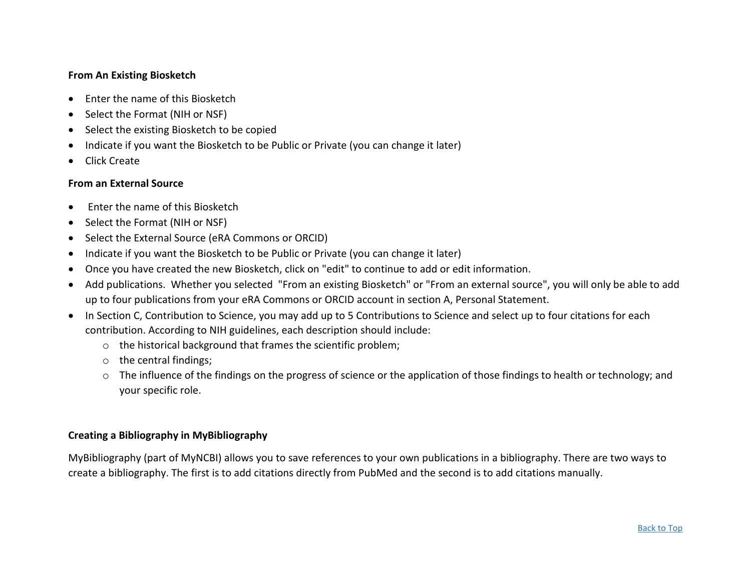**From An Existing Biosketch**

- Enter the name of this Biosketch
- Select the Format (NIH or NSF)
- Select the existing Biosketch to be copied
- Indicate if you want the Biosketch to be Public or Private (you can change it later)
- Click Create

**From an External Source**

- Enter the name of this Biosketch
- Select the Format (NIH or NSF)
- Select the External Source (eRA Commons or ORCID)
- Indicate if you want the Biosketch to be Public or Private (you can change it later)
- Once you have created the new Biosketch, click on "edit" to continue to add or edit information.
- Add publications. Whether you selected "From an existing Biosketch" or "From an external source", you will only be able to add up to four publications from your eRA Commons or ORCID account in section A, Personal Statement.
- In Section C, Contribution to Science, you may add up to 5 Contributions to Science and select up to four citations for each contribution. According to NIH guidelines, each description should include:
    - the historical background that frames the scientific problem;
    - the central findings;
    - The influence of the findings on the progress of science or the application of those findings to health or technology; and your specific role.

**Creating a Bibliography in MyBibliography**

MyBibliography (part of MyNCBI) allows you to save references to your own publications in a bibliography. There are two ways to create a bibliography. The first is to add citations directly from PubMed and the second is to add citations manually.

Back to Top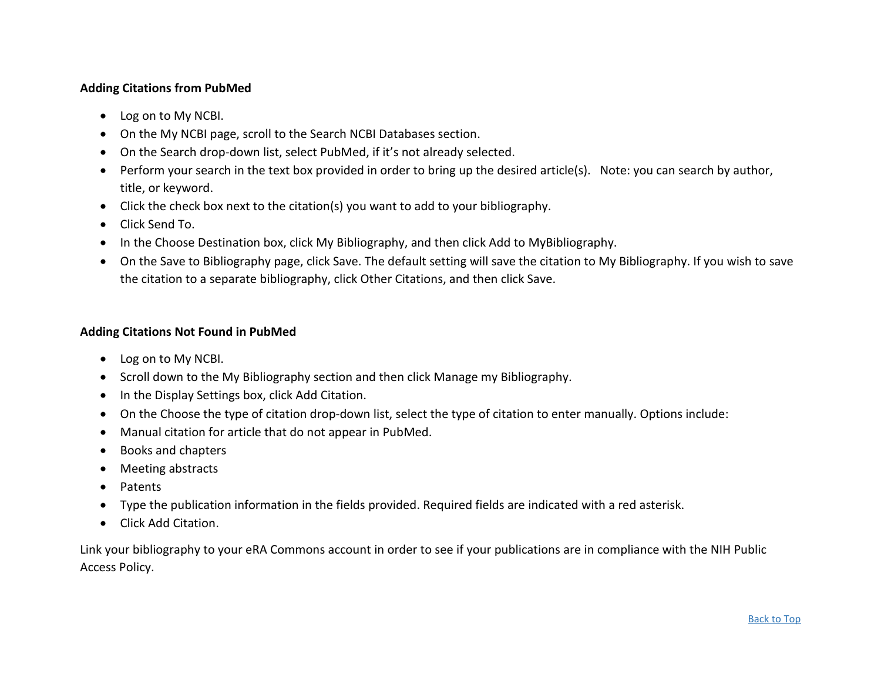**Adding Citations from PubMed**

- Log on to My NCBI.
- On the My NCBI page, scroll to the Search NCBI Databases section.
- On the Search drop-down list, select PubMed, if it's not already selected.
- Perform your search in the text box provided in order to bring up the desired article(s). Note: you can search by author, title, or keyword.
- Click the check box next to the citation(s) you want to add to your bibliography.
- Click Send To.
- In the Choose Destination box, click My Bibliography, and then click Add to MyBibliography.
- On the Save to Bibliography page, click Save. The default setting will save the citation to My Bibliography. If you wish to save the citation to a separate bibliography, click Other Citations, and then click Save.

**Adding Citations Not Found in PubMed**

- Log on to My NCBI.
- Scroll down to the My Bibliography section and then click Manage my Bibliography.
- In the Display Settings box, click Add Citation.
- On the Choose the type of citation drop-down list, select the type of citation to enter manually. Options include:
- Manual citation for article that do not appear in PubMed.
- Books and chapters
- Meeting abstracts
- Patents
- Type the publication information in the fields provided. Required fields are indicated with a red asterisk.
- Click Add Citation.

Link your bibliography to your eRA Commons account in order to see if your publications are in compliance with the NIH Public Access Policy.

Back to Top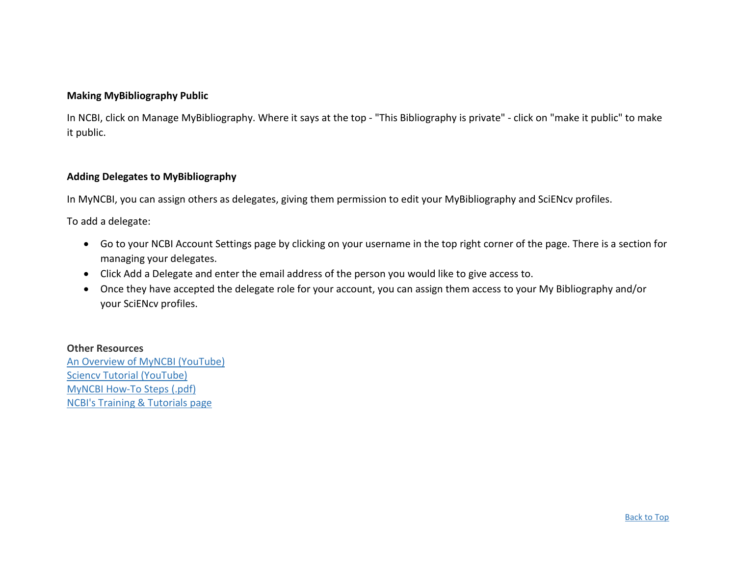### Making MyBibliography Public

In NCBI, click on Manage MyBibliography. Where it says at the top - "This Bibliography is private" - click on "make it public" to make it public.

### Adding Delegates to MyBibliography

In MyNCBI, you can assign others as delegates, giving them permission to edit your MyBibliography and SciENcv profiles.

To add a delegate:

- Go to your NCBI Account Settings page by clicking on your username in the top right corner of the page. There is a section for managing your delegates.
- Click Add a Delegate and enter the email address of the person you would like to give access to.
- Once they have accepted the delegate role for your account, you can assign them access to your My Bibliography and/or your SciENcv profiles.

### Other Resources

An Overview of MyNCBI (YouTube)
Sciencv Tutorial (YouTube)
MyNCBI How-To Steps (.pdf)
NCBI's Training & Tutorials page

Back to Top